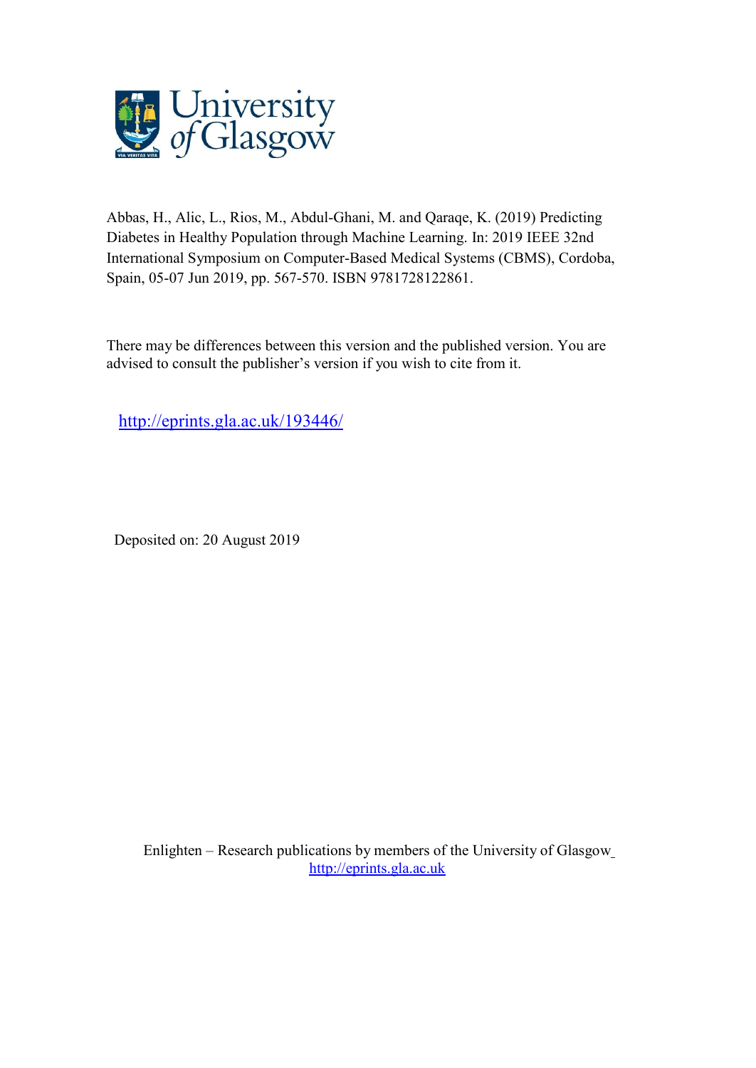Abbas, H., Alic, L., Rios, M., Abdul-Ghani, M. and Qaraqe, K. (2019) Predicting Diabetes in Healthy Population through Machine Learning. In: 2019 IEEE 32nd International Symposium on Computer-Based Medical Systems (CBMS), Cordoba, Spain, 05-07 Jun 2019, pp. 567-570. ISBN 9781728122861.

There may be differences between this version and the published version. You are advised to consult the publisher's version if you wish to cite from it.

http://eprints.gla.ac.uk/193446/

Deposited on: 20 August 2019

Enlighten – Research publications by members of the University of Glasgow
http://eprints.gla.ac.uk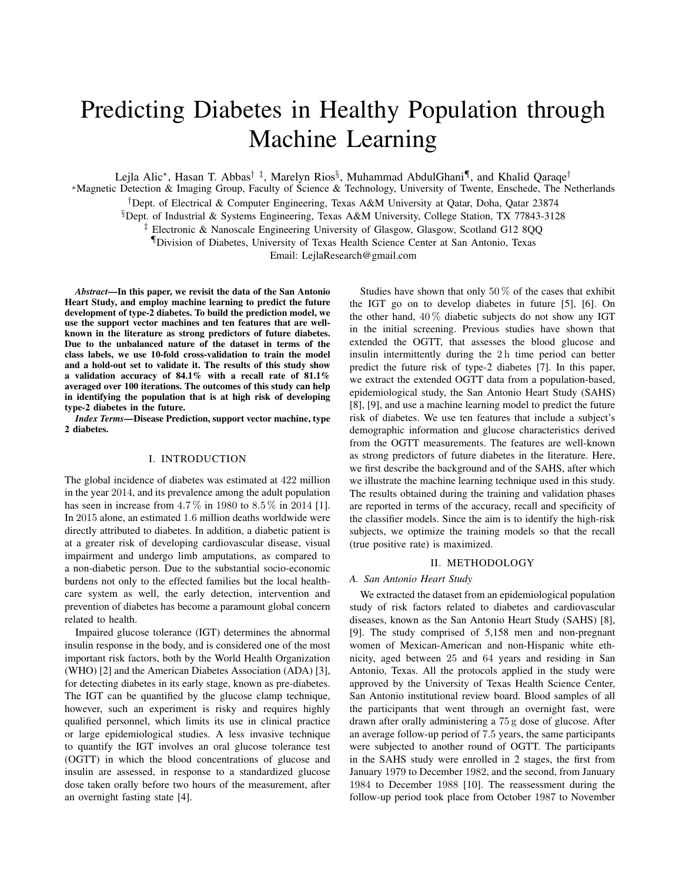# Predicting Diabetes in Healthy Population through Machine Learning

Lejla Alic*, Hasan T. Abbas[†] [‡], Marelyn Rios[§], Muhammad AbdulGhani[¶], and Khalid Qaraqe[†]

*Magnetic Detection & Imaging Group, Faculty of Science & Technology, University of Twente, Enschede, The Netherlands

[†]Dept. of Electrical & Computer Engineering, Texas A&M University at Qatar, Doha, Qatar 23874

[§]Dept. of Industrial & Systems Engineering, Texas A&M University, College Station, TX 77843-3128

[‡] Electronic & Nanoscale Engineering University of Glasgow, Glasgow, Scotland G12 8QQ

[¶]Division of Diabetes, University of Texas Health Science Center at San Antonio, Texas

Email: LejlaResearch@gmail.com

***Abstract*—In this paper, we revisit the data of the San Antonio Heart Study, and employ machine learning to predict the future development of type-2 diabetes. To build the prediction model, we use the support vector machines and ten features that are well-known in the literature as strong predictors of future diabetes. Due to the unbalanced nature of the dataset in terms of the class labels, we use 10-fold cross-validation to train the model and a hold-out set to validate it. The results of this study show a validation accuracy of 84.1% with a recall rate of 81.1% averaged over 100 iterations. The outcomes of this study can help in identifying the population that is at high risk of developing type-2 diabetes in the future.**

***Index Terms*—Disease Prediction, support vector machine, type 2 diabetes.**

## I. Introduction

The global incidence of diabetes was estimated at 422 million in the year 2014, and its prevalence among the adult population has seen in increase from 4.7 % in 1980 to 8.5 % in 2014 [1]. In 2015 alone, an estimated 1.6 million deaths worldwide were directly attributed to diabetes. In addition, a diabetic patient is at a greater risk of developing cardiovascular disease, visual impairment and undergo limb amputations, as compared to a non-diabetic person. Due to the substantial socio-economic burdens not only to the effected families but the local health-care system as well, the early detection, intervention and prevention of diabetes has become a paramount global concern related to health.

Impaired glucose tolerance (IGT) determines the abnormal insulin response in the body, and is considered one of the most important risk factors, both by the World Health Organization (WHO) [2] and the American Diabetes Association (ADA) [3], for detecting diabetes in its early stage, known as pre-diabetes. The IGT can be quantified by the glucose clamp technique, however, such an experiment is risky and requires highly qualified personnel, which limits its use in clinical practice or large epidemiological studies. A less invasive technique to quantify the IGT involves an oral glucose tolerance test (OGTT) in which the blood concentrations of glucose and insulin are assessed, in response to a standardized glucose dose taken orally before two hours of the measurement, after an overnight fasting state [4].

Studies have shown that only 50 % of the cases that exhibit the IGT go on to develop diabetes in future [5], [6]. On the other hand, 40 % diabetic subjects do not show any IGT in the initial screening. Previous studies have shown that extended the OGTT, that assesses the blood glucose and insulin intermittently during the 2 h time period can better predict the future risk of type-2 diabetes [7]. In this paper, we extract the extended OGTT data from a population-based, epidemiological study, the San Antonio Heart Study (SAHS) [8], [9], and use a machine learning model to predict the future risk of diabetes. We use ten features that include a subject's demographic information and glucose characteristics derived from the OGTT measurements. The features are well-known as strong predictors of future diabetes in the literature. Here, we first describe the background and of the SAHS, after which we illustrate the machine learning technique used in this study. The results obtained during the training and validation phases are reported in terms of the accuracy, recall and specificity of the classifier models. Since the aim is to identify the high-risk subjects, we optimize the training models so that the recall (true positive rate) is maximized.

## II. Methodology

### *A. San Antonio Heart Study*

We extracted the dataset from an epidemiological population study of risk factors related to diabetes and cardiovascular diseases, known as the San Antonio Heart Study (SAHS) [8], [9]. The study comprised of 5,158 men and non-pregnant women of Mexican-American and non-Hispanic white ethnicity, aged between 25 and 64 years and residing in San Antonio, Texas. All the protocols applied in the study were approved by the University of Texas Health Science Center, San Antonio institutional review board. Blood samples of all the participants that went through an overnight fast, were drawn after orally administering a 75 g dose of glucose. After an average follow-up period of 7.5 years, the same participants were subjected to another round of OGTT. The participants in the SAHS study were enrolled in 2 stages, the first from January 1979 to December 1982, and the second, from January 1984 to December 1988 [10]. The reassessment during the follow-up period took place from October 1987 to November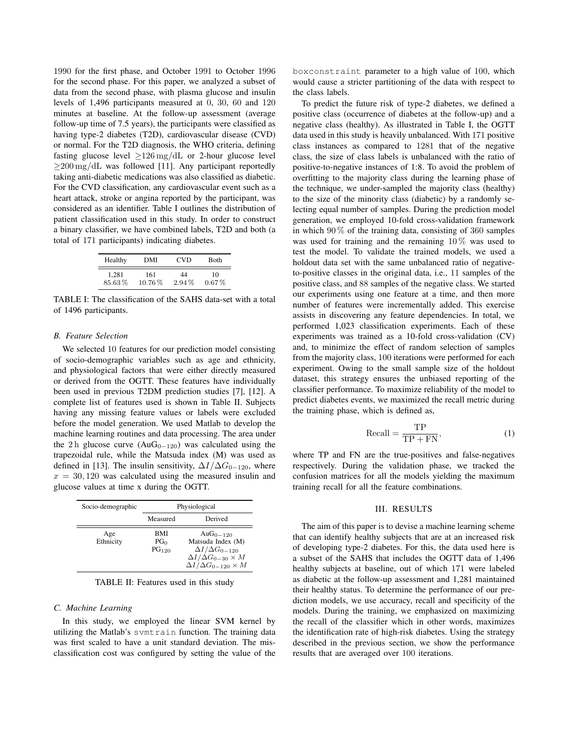1990 for the first phase, and October 1991 to October 1996 for the second phase. For this paper, we analyzed a subset of data from the second phase, with plasma glucose and insulin levels of 1,496 participants measured at 0, 30, 60 and 120 minutes at baseline. At the follow-up assessment (average follow-up time of 7.5 years), the participants were classified as having type-2 diabetes (T2D), cardiovascular disease (CVD) or normal. For the T2D diagnosis, the WHO criteria, defining fasting glucose level $\geq 126\,\mathrm{mg/dL}$ or 2-hour glucose level $\geq 200\,\mathrm{mg/dL}$ was followed [11]. Any participant reportedly taking anti-diabetic medications was also classified as diabetic. For the CVD classification, any cardiovascular event such as a heart attack, stroke or angina reported by the participant, was considered as an identifier. Table I outlines the distribution of patient classification used in this study. In order to construct a binary classifier, we have combined labels, T2D and both (a total of 171 participants) indicating diabetes.

| Healthy | DMI | CVD | Both |
|---|---|---|---|
| 1,281 | 161 | 44 | 10 |
| 85.63 % | 10.76 % | 2.94 % | 0.67 % |

TABLE I: The classification of the SAHS data-set with a total of 1496 participants.

### B. Feature Selection

We selected 10 features for our prediction model consisting of socio-demographic variables such as age and ethnicity, and physiological factors that were either directly measured or derived from the OGTT. These features have individually been used in previous T2DM prediction studies [7], [12]. A complete list of features used is shown in Table II. Subjects having any missing feature values or labels were excluded before the model generation. We used Matlab to develop the machine learning routines and data processing. The area under the $2\,\mathrm{h}$ glucose curve ($\mathrm{AuG}_{0-120}$) was calculated using the trapezoidal rule, while the Matsuda index (M) was used as defined in [13]. The insulin sensitivity, $\Delta I/\Delta G_{0-120}$, where $x = 30, 120$ was calculated using the measured insulin and glucose values at time x during the OGTT.

| Socio-demographic | Physiological | |
|---|---|---|
| | Measured | Derived |
| Age<br>Ethnicity | BMI<br>$\mathrm{PG}_0$<br>$\mathrm{PG}_{120}$ | $\mathrm{AuG}_{0-120}$<br>Matsuda Index (M)<br>$\Delta I/\Delta G_{0-120}$<br>$\Delta I/\Delta G_{0-30} \times M$<br>$\Delta I/\Delta G_{0-120} \times M$ |

TABLE II: Features used in this study

### C. Machine Learning

In this study, we employed the linear SVM kernel by utilizing the Matlab's `svmtrain` function. The training data was first scaled to have a unit standard deviation. The misclassification cost was configured by setting the value of the `boxconstraint` parameter to a high value of 100, which would cause a stricter partitioning of the data with respect to the class labels.

To predict the future risk of type-2 diabetes, we defined a positive class (occurrence of diabetes at the follow-up) and a negative class (healthy). As illustrated in Table I, the OGTT data used in this study is heavily unbalanced. With 171 positive class instances as compared to 1281 that of the negative class, the size of class labels is unbalanced with the ratio of positive-to-negative instances of 1:8. To avoid the problem of overfitting to the majority class during the learning phase of the technique, we under-sampled the majority class (healthy) to the size of the minority class (diabetic) by a randomly selecting equal number of samples. During the prediction model generation, we employed 10-fold cross-validation framework in which 90 % of the training data, consisting of 360 samples was used for training and the remaining 10 % was used to test the model. To validate the trained models, we used a holdout data set with the same unbalanced ratio of negative-to-positive classes in the original data, i.e., 11 samples of the positive class, and 88 samples of the negative class. We started our experiments using one feature at a time, and then more number of features were incrementally added. This exercise assists in discovering any feature dependencies. In total, we performed 1,023 classification experiments. Each of these experiments was trained as a 10-fold cross-validation (CV) and, to minimize the effect of random selection of samples from the majority class, 100 iterations were performed for each experiment. Owing to the small sample size of the holdout dataset, this strategy ensures the unbiased reporting of the classifier performance. To maximize reliability of the model to predict diabetes events, we maximized the recall metric during the training phase, which is defined as,

$$\mathrm{Recall} = \frac{\mathrm{TP}}{\mathrm{TP} + \mathrm{FN}}, \tag{1}$$

where TP and FN are the true-positives and false-negatives respectively. During the validation phase, we tracked the confusion matrices for all the models yielding the maximum training recall for all the feature combinations.

## III. RESULTS

The aim of this paper is to devise a machine learning scheme that can identify healthy subjects that are at an increased risk of developing type-2 diabetes. For this, the data used here is a subset of the SAHS that includes the OGTT data of 1,496 healthy subjects at baseline, out of which 171 were labeled as diabetic at the follow-up assessment and 1,281 maintained their healthy status. To determine the performance of our prediction models, we use accuracy, recall and specificity of the models. During the training, we emphasized on maximizing the recall of the classifier which in other words, maximizes the identification rate of high-risk diabetes. Using the strategy described in the previous section, we show the performance results that are averaged over 100 iterations.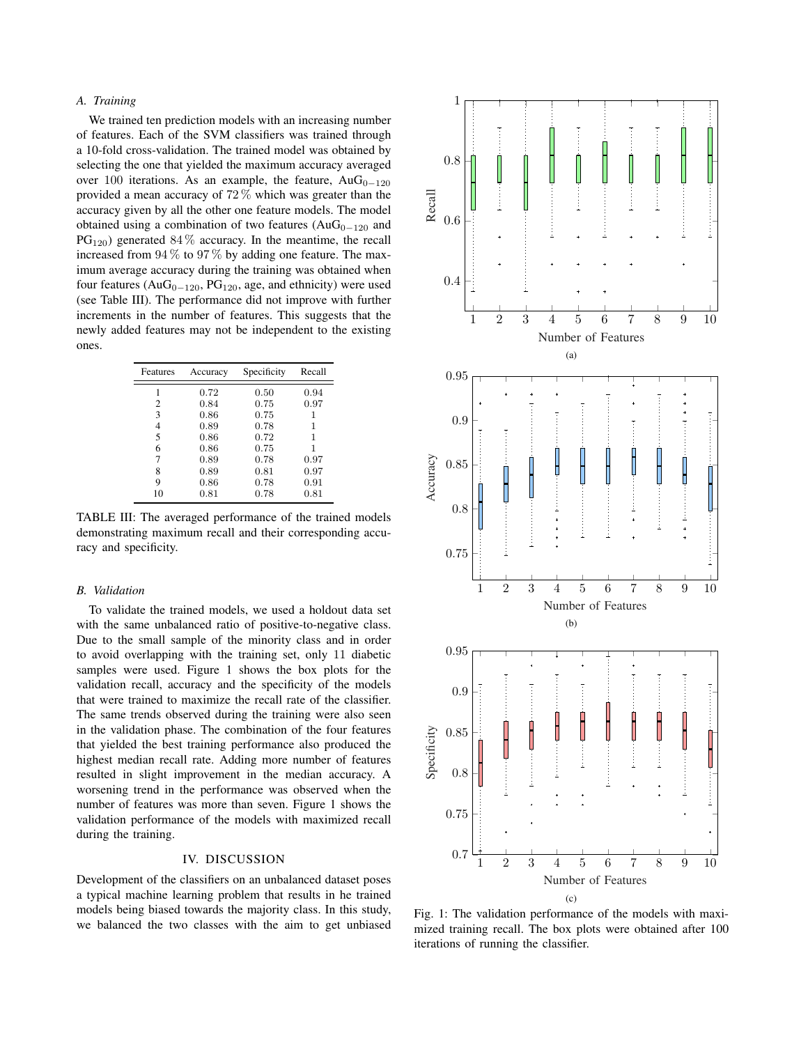### A. Training

We trained ten prediction models with an increasing number of features. Each of the SVM classifiers was trained through a 10-fold cross-validation. The trained model was obtained by selecting the one that yielded the maximum accuracy averaged over 100 iterations. As an example, the feature, $\mathrm{AuG}_{0-120}$ provided a mean accuracy of 72 % which was greater than the accuracy given by all the other one feature models. The model obtained using a combination of two features ($\mathrm{AuG}_{0-120}$ and $\mathrm{PG}_{120}$) generated 84 % accuracy. In the meantime, the recall increased from 94 % to 97 % by adding one feature. The maximum average accuracy during the training was obtained when four features ($\mathrm{AuG}_{0-120}$, $\mathrm{PG}_{120}$, age, and ethnicity) were used (see Table III). The performance did not improve with further increments in the number of features. This suggests that the newly added features may not be independent to the existing ones.

| Features | Accuracy | Specificity | Recall |
|---|---|---|---|
| 1 | 0.72 | 0.50 | 0.94 |
| 2 | 0.84 | 0.75 | 0.97 |
| 3 | 0.86 | 0.75 | 1 |
| 4 | 0.89 | 0.78 | 1 |
| 5 | 0.86 | 0.72 | 1 |
| 6 | 0.86 | 0.75 | 1 |
| 7 | 0.89 | 0.78 | 0.97 |
| 8 | 0.89 | 0.81 | 0.97 |
| 9 | 0.86 | 0.78 | 0.91 |
| 10 | 0.81 | 0.78 | 0.81 |

TABLE III: The averaged performance of the trained models demonstrating maximum recall and their corresponding accuracy and specificity.

### B. Validation

To validate the trained models, we used a holdout data set with the same unbalanced ratio of positive-to-negative class. Due to the small sample of the minority class and in order to avoid overlapping with the training set, only 11 diabetic samples were used. Figure 1 shows the box plots for the validation recall, accuracy and the specificity of the models that were trained to maximize the recall rate of the classifier. The same trends observed during the training were also seen in the validation phase. The combination of the four features that yielded the best training performance also produced the highest median recall rate. Adding more number of features resulted in slight improvement in the median accuracy. A worsening trend in the performance was observed when the number of features was more than seven. Figure 1 shows the validation performance of the models with maximized recall during the training.

Fig. 1: The validation performance of the models with maximized training recall. The box plots were obtained after 100 iterations of running the classifier.

## IV. DISCUSSION

Development of the classifiers on an unbalanced dataset poses a typical machine learning problem that results in he trained models being biased towards the majority class. In this study, we balanced the two classes with the aim to get unbiased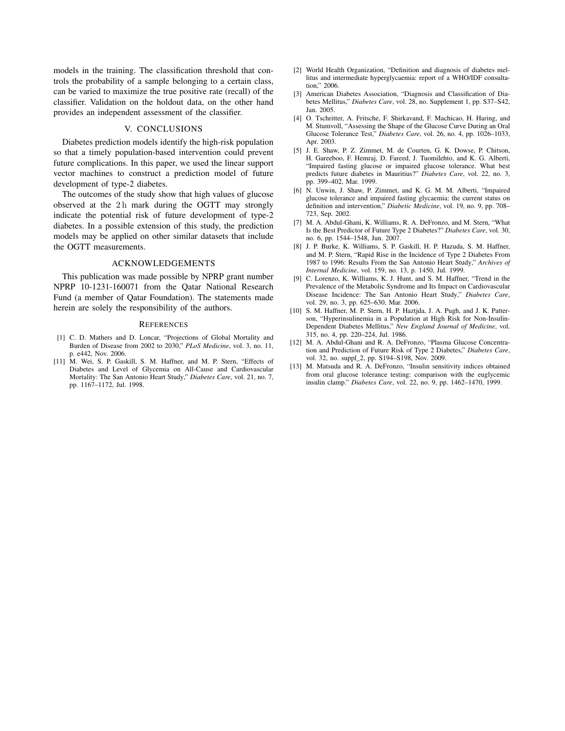models in the training. The classification threshold that controls the probability of a sample belonging to a certain class, can be varied to maximize the true positive rate (recall) of the classifier. Validation on the holdout data, on the other hand provides an independent assessment of the classifier.

## V. CONCLUSIONS

Diabetes prediction models identify the high-risk population so that a timely population-based intervention could prevent future complications. In this paper, we used the linear support vector machines to construct a prediction model of future development of type-2 diabetes.

The outcomes of the study show that high values of glucose observed at the $2\,\mathrm{h}$ mark during the OGTT may strongly indicate the potential risk of future development of type-2 diabetes. In a possible extension of this study, the prediction models may be applied on other similar datasets that include the OGTT measurements.

## ACKNOWLEDGEMENTS

This publication was made possible by NPRP grant number NPRP 10-1231-160071 from the Qatar National Research Fund (a member of Qatar Foundation). The statements made herein are solely the responsibility of the authors.

## REFERENCES

[1] C. D. Mathers and D. Loncar, "Projections of Global Mortality and Burden of Disease from 2002 to 2030," *PLoS Medicine*, vol. 3, no. 11, p. e442, Nov. 2006.

[11] M. Wei, S. P. Gaskill, S. M. Haffner, and M. P. Stern, "Effects of Diabetes and Level of Glycemia on All-Cause and Cardiovascular Mortality: The San Antonio Heart Study," *Diabetes Care*, vol. 21, no. 7, pp. 1167–1172, Jul. 1998.

[2] World Health Organization, "Definition and diagnosis of diabetes mellitus and intermediate hyperglycaemia: report of a WHO/IDF consultation," 2006.

[3] American Diabetes Association, "Diagnosis and Classification of Diabetes Mellitus," *Diabetes Care*, vol. 28, no. Supplement 1, pp. S37–S42, Jan. 2005.

[4] O. Tschritter, A. Fritsche, F. Shirkavand, F. Machicao, H. Haring, and M. Stumvoll, "Assessing the Shape of the Glucose Curve During an Oral Glucose Tolerance Test," *Diabetes Care*, vol. 26, no. 4, pp. 1026–1033, Apr. 2003.

[5] J. E. Shaw, P. Z. Zimmet, M. de Courten, G. K. Dowse, P. Chitson, H. Gareeboo, F. Hemraj, D. Fareed, J. Tuomilehto, and K. G. Alberti, "Impaired fasting glucose or impaired glucose tolerance. What best predicts future diabetes in Mauritius?" *Diabetes Care*, vol. 22, no. 3, pp. 399–402, Mar. 1999.

[6] N. Unwin, J. Shaw, P. Zimmet, and K. G. M. M. Alberti, "Impaired glucose tolerance and impaired fasting glycaemia: the current status on definition and intervention," *Diabetic Medicine*, vol. 19, no. 9, pp. 708–723, Sep. 2002.

[7] M. A. Abdul-Ghani, K. Williams, R. A. DeFronzo, and M. Stern, "What Is the Best Predictor of Future Type 2 Diabetes?" *Diabetes Care*, vol. 30, no. 6, pp. 1544–1548, Jun. 2007.

[8] J. P. Burke, K. Williams, S. P. Gaskill, H. P. Hazuda, S. M. Haffner, and M. P. Stern, "Rapid Rise in the Incidence of Type 2 Diabetes From 1987 to 1996: Results From the San Antonio Heart Study," *Archives of Internal Medicine*, vol. 159, no. 13, p. 1450, Jul. 1999.

[9] C. Lorenzo, K. Williams, K. J. Hunt, and S. M. Haffner, "Trend in the Prevalence of the Metabolic Syndrome and Its Impact on Cardiovascular Disease Incidence: The San Antonio Heart Study," *Diabetes Care*, vol. 29, no. 3, pp. 625–630, Mar. 2006.

[10] S. M. Haffner, M. P. Stern, H. P. Haztjda, J. A. Pugh, and J. K. Patterson, "Hyperinsulinemia in a Population at High Risk for Non-Insulin-Dependent Diabetes Mellitus," *New England Journal of Medicine*, vol. 315, no. 4, pp. 220–224, Jul. 1986.

[12] M. A. Abdul-Ghani and R. A. DeFronzo, "Plasma Glucose Concentration and Prediction of Future Risk of Type 2 Diabetes," *Diabetes Care*, vol. 32, no. suppl_2, pp. S194–S198, Nov. 2009.

[13] M. Matsuda and R. A. DeFronzo, "Insulin sensitivity indices obtained from oral glucose tolerance testing: comparison with the euglycemic insulin clamp." *Diabetes Care*, vol. 22, no. 9, pp. 1462–1470, 1999.